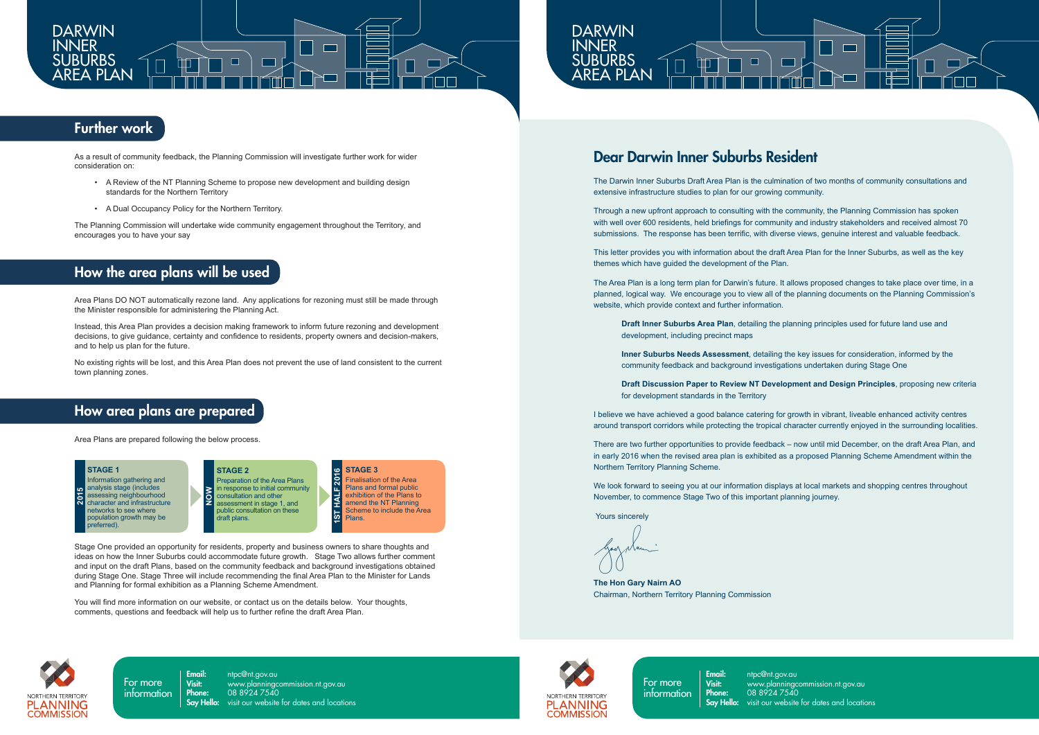# DARWIN INNER SUBURBS AREA PLAN

## Further work

As a result of community feedback, the Planning Commission will investigate further work for wider consideration on:

- A Review of the NT Planning Scheme to propose new development and building design standards for the Northern Territory
- A Dual Occupancy Policy for the Northern Territory.

The Planning Commission will undertake wide community engagement throughout the Territory, and encourages you to have your say

## How the area plans will be used

Area Plans DO NOT automatically rezone land. Any applications for rezoning must still be made through the Minister responsible for administering the Planning Act.

Instead, this Area Plan provides a decision making framework to inform future rezoning and development decisions, to give guidance, certainty and confidence to residents, property owners and decision-makers, and to help us plan for the future.

No existing rights will be lost, and this Area Plan does not prevent the use of land consistent to the current town planning zones.

## How area plans are prepared

Area Plans are prepared following the below process.

**2015 — STAGE 1**
Information gathering and analysis stage (includes assessing neighbourhood character and infrastructure networks to see where population growth may be preferred).

**NOW — STAGE 2**
Preparation of the Area Plans in response to initial community consultation and other assessment in stage 1, and public consultation on these draft plans.

**1ST HALF 2016 — STAGE 3**
Finalisation of the Area Plans and formal public exhibition of the Plans to amend the NT Planning Scheme to include the Area Plans.

Stage One provided an opportunity for residents, property and business owners to share thoughts and ideas on how the Inner Suburbs could accommodate future growth. Stage Two allows further comment and input on the draft Plans, based on the community feedback and background investigations obtained during Stage One. Stage Three will include recommending the final Area Plan to the Minister for Lands and Planning for formal exhibition as a Planning Scheme Amendment.

You will find more information on our website, or contact us on the details below. Your thoughts, comments, questions and feedback will help us to further refine the draft Area Plan.

NORTHERN TERRITORY PLANNING COMMISSION

For more information

**Email:** ntpc@nt.gov.au
**Visit:** www.planningcommission.nt.gov.au
**Phone:** 08 8924 7540
**Say Hello:** visit our website for dates and locations

# DARWIN INNER SUBURBS AREA PLAN

## Dear Darwin Inner Suburbs Resident

The Darwin Inner Suburbs Draft Area Plan is the culmination of two months of community consultations and extensive infrastructure studies to plan for our growing community.

Through a new upfront approach to consulting with the community, the Planning Commission has spoken with well over 600 residents, held briefings for community and industry stakeholders and received almost 70 submissions. The response has been terrific, with diverse views, genuine interest and valuable feedback.

This letter provides you with information about the draft Area Plan for the Inner Suburbs, as well as the key themes which have guided the development of the Plan.

The Area Plan is a long term plan for Darwin's future. It allows proposed changes to take place over time, in a planned, logical way. We encourage you to view all of the planning documents on the Planning Commission's website, which provide context and further information.

**Draft Inner Suburbs Area Plan**, detailing the planning principles used for future land use and development, including precinct maps

**Inner Suburbs Needs Assessment**, detailing the key issues for consideration, informed by the community feedback and background investigations undertaken during Stage One

**Draft Discussion Paper to Review NT Development and Design Principles**, proposing new criteria for development standards in the Territory

I believe we have achieved a good balance catering for growth in vibrant, liveable enhanced activity centres around transport corridors while protecting the tropical character currently enjoyed in the surrounding localities.

There are two further opportunities to provide feedback – now until mid December, on the draft Area Plan, and in early 2016 when the revised area plan is exhibited as a proposed Planning Scheme Amendment within the Northern Territory Planning Scheme.

We look forward to seeing you at our information displays at local markets and shopping centres throughout November, to commence Stage Two of this important planning journey.

Yours sincerely

**The Hon Gary Nairn AO**
Chairman, Northern Territory Planning Commission

NORTHERN TERRITORY PLANNING COMMISSION

For more information

**Email:** ntpc@nt.gov.au
**Visit:** www.planningcommission.nt.gov.au
**Phone:** 08 8924 7540
**Say Hello:** visit our website for dates and locations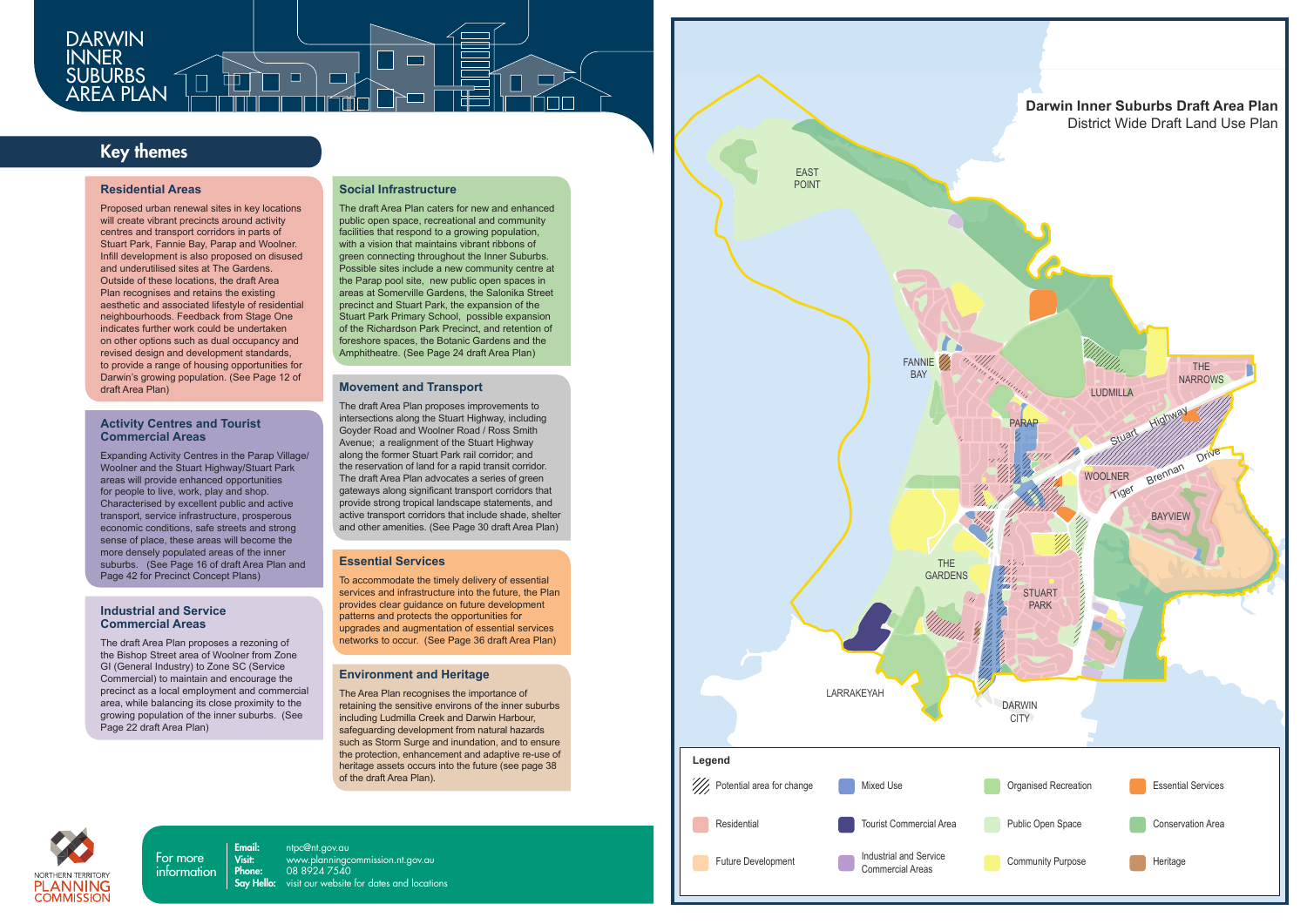# DARWIN INNER SUBURBS AREA PLAN

## Key themes

### Residential Areas

Proposed urban renewal sites in key locations will create vibrant precincts around activity centres and transport corridors in parts of Stuart Park, Fannie Bay, Parap and Woolner. Infill development is also proposed on disused and underutilised sites at The Gardens. Outside of these locations, the draft Area Plan recognises and retains the existing aesthetic and associated lifestyle of residential neighbourhoods. Feedback from Stage One indicates further work could be undertaken on other options such as dual occupancy and revised design and development standards, to provide a range of housing opportunities for Darwin's growing population. (See Page 12 of draft Area Plan)

### Activity Centres and Tourist Commercial Areas

Expanding Activity Centres in the Parap Village/ Woolner and the Stuart Highway/Stuart Park areas will provide enhanced opportunities for you to live, work, play and shop. Characterised by excellent public and active transport, service infrastructure, prosperous economic conditions, safe streets and strong sense of place, these areas will become the more densely populated areas of the inner suburbs. (See Page 16 of draft Area Plan and Page 42 for Precinct Concept Plans)

### Industrial and Service Commercial Areas

The draft Area Plan proposes a rezoning of the Bishop Street area of Woolner from Zone GI (General Industry) to Zone SC (Service Commercial) to maintain and encourage the precinct as a local employment and commercial area, while balancing its close proximity to the growing population of the inner suburbs. (See Page 22 draft Area Plan)

### Social Infrastructure

The draft Area Plan caters for new and enhanced public open space, recreational and community facilities that respond to a growing population, with a vision that maintains vibrant ribbons of green connecting throughout the Inner Suburbs. Possible sites include a new community centre at the Parap pool site, new public open spaces in areas at Somerville Gardens, the Salonika Street precinct and Stuart Park, the expansion of the Stuart Park Primary School, possible expansion of the Richardson Park Precinct, and retention of foreshore spaces, the Botanic Gardens and the Amphitheatre. (See Page 24 draft Area Plan)

### Movement and Transport

The draft Area Plan proposes improvements to intersections along the Stuart Highway, including Goyder Road and Woolner Road / Ross Smith Avenue; a realignment of the Stuart Highway along the former Stuart Park rail corridor; and the reservation of land for a rapid transit corridor. The draft Area Plan advocates a series of green gateways along significant transport corridors that provide strong tropical landscape statements, and active transport corridors that include shade, shelter and other amenities. (See Page 30 draft Area Plan)

### Essential Services

To accommodate the timely delivery of essential services and infrastructure into the future, the Plan provides clear guidance on future development patterns and protects the opportunities for upgrades and augmentation of essential services networks to occur. (See Page 36 draft Area Plan)

### Environment and Heritage

The Area Plan recognises the importance of retaining the sensitive environs of the inner suburbs including Ludmilla Creek and Darwin Harbour, safeguarding development from natural hazards such as Storm Surge and inundation, and to ensure the protection, enhancement and adaptive re-use of heritage assets occurs into the future (see page 38 of the draft Area Plan).

## Darwin Inner Suburbs Draft Area Plan

District Wide Draft Land Use Plan

EAST POINT
FANNIE BAY
LUDMILLA
THE NARROWS
PARAP
Stuart Highway
WOOLNER
Tiger Brennan Drive
BAYVIEW
THE GARDENS
STUART PARK
LARRAKEYAH
DARWIN CITY

**Legend**

Potential area for change
Mixed Use
Organised Recreation
Essential Services
Residential
Tourist Commercial Area
Public Open Space
Conservation Area
Future Development
Industrial and Service Commercial Areas
Community Purpose
Heritage

NORTHERN TERRITORY PLANNING COMMISSION

For more information

**Email:** ntpc@nt.gov.au
**Visit:** www.planningcommission.nt.gov.au
**Phone:** 08 8924 7540
**Say Hello:** visit our website for dates and locations